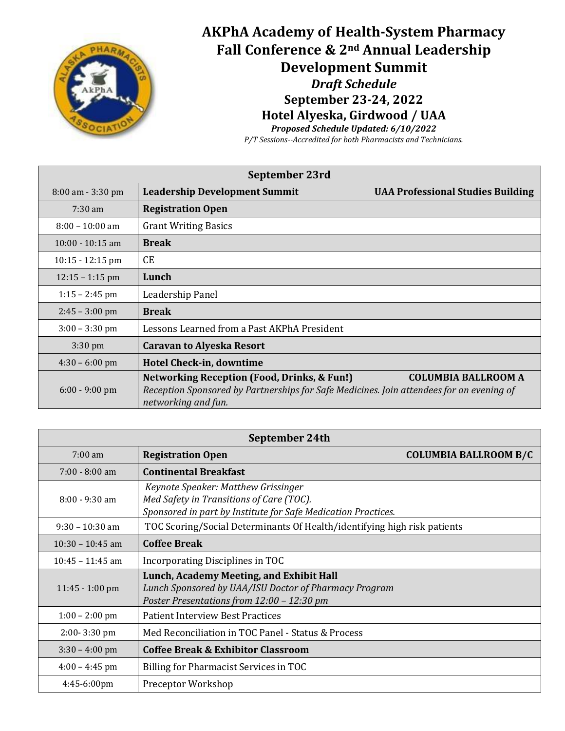# AKPhA Academy of Health-System Pharmacy Fall Conference & 2nd Annual Leadership Development Summit

***Draft Schedule***

**September 23-24, 2022**

**Hotel Alyeska, Girdwood / UAA**

***Proposed Schedule Updated: 6/10/2022***

*P/T Sessions--Accredited for both Pharmacists and Technicians.*

| September 23rd | |
|---|---|
| 8:00 am - 3:30 pm | **Leadership Development Summit** — **UAA Professional Studies Building** |
| 7:30 am | **Registration Open** |
| 8:00 – 10:00 am | Grant Writing Basics |
| 10:00 - 10:15 am | **Break** |
| 10:15 - 12:15 pm | CE |
| 12:15 – 1:15 pm | **Lunch** |
| 1:15 – 2:45 pm | Leadership Panel |
| 2:45 – 3:00 pm | **Break** |
| 3:00 – 3:30 pm | Lessons Learned from a Past AKPhA President |
| 3:30 pm | **Caravan to Alyeska Resort** |
| 4:30 – 6:00 pm | **Hotel Check-in, downtime** |
| 6:00 - 9:00 pm | **Networking Reception (Food, Drinks, & Fun!)** — **COLUMBIA BALLROOM A**<br>*Reception Sponsored by Partnerships for Safe Medicines. Join attendees for an evening of networking and fun.* |

| September 24th | |
|---|---|
| 7:00 am | **Registration Open** — **COLUMBIA BALLROOM B/C** |
| 7:00 - 8:00 am | **Continental Breakfast** |
| 8:00 - 9:30 am | *Keynote Speaker: Matthew Grissinger*<br>*Med Safety in Transitions of Care (TOC).*<br>*Sponsored in part by Institute for Safe Medication Practices.* |
| 9:30 – 10:30 am | TOC Scoring/Social Determinants Of Health/identifying high risk patients |
| 10:30 – 10:45 am | **Coffee Break** |
| 10:45 – 11:45 am | Incorporating Disciplines in TOC |
| 11:45 - 1:00 pm | **Lunch, Academy Meeting, and Exhibit Hall**<br>*Lunch Sponsored by UAA/ISU Doctor of Pharmacy Program*<br>*Poster Presentations from 12:00 – 12:30 pm* |
| 1:00 – 2:00 pm | Patient Interview Best Practices |
| 2:00- 3:30 pm | Med Reconciliation in TOC Panel - Status & Process |
| 3:30 – 4:00 pm | **Coffee Break & Exhibitor Classroom** |
| 4:00 – 4:45 pm | Billing for Pharmacist Services in TOC |
| 4:45-6:00pm | Preceptor Workshop |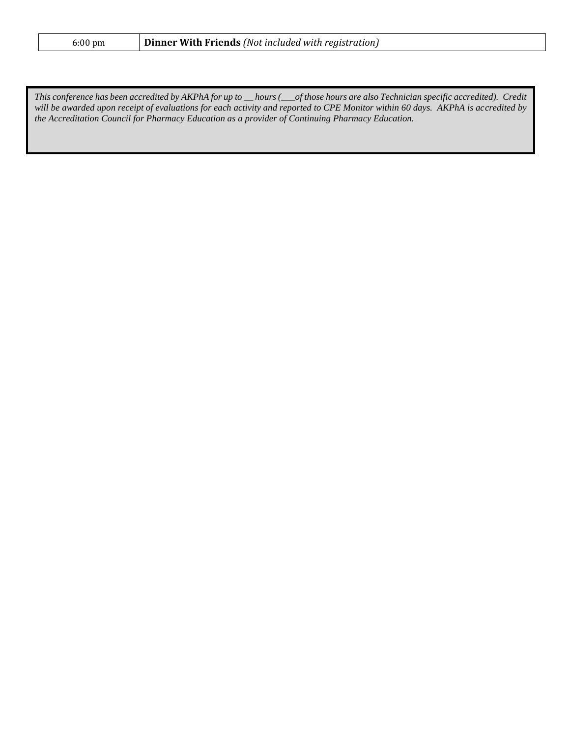| | |
|---|---|
| 6:00 pm | **Dinner With Friends** *(Not included with registration)* |

*This conference has been accredited by AKPhA for up to __ hours (___of those hours are also Technician specific accredited). Credit will be awarded upon receipt of evaluations for each activity and reported to CPE Monitor within 60 days. AKPhA is accredited by the Accreditation Council for Pharmacy Education as a provider of Continuing Pharmacy Education.*